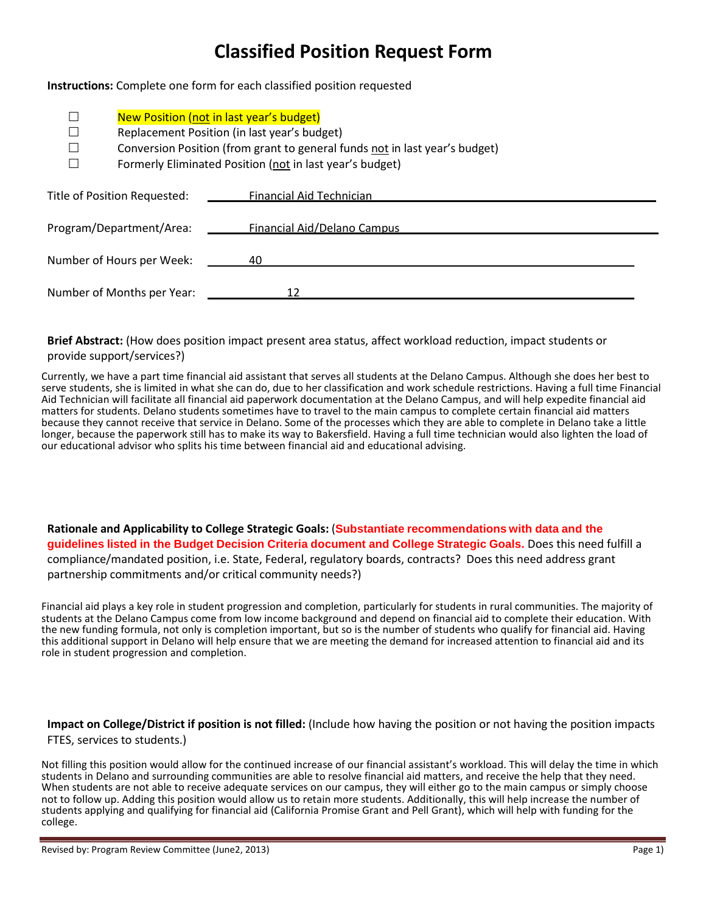# Classified Position Request Form

**Instructions:** Complete one form for each classified position requested

- ☐ New Position (not in last year's budget)
- ☐ Replacement Position (in last year's budget)
- ☐ Conversion Position (from grant to general funds not in last year's budget)
- ☐ Formerly Eliminated Position (not in last year's budget)

Title of Position Requested: Financial Aid Technician

Program/Department/Area: Financial Aid/Delano Campus

Number of Hours per Week: 40

Number of Months per Year: 12

**Brief Abstract:** (How does position impact present area status, affect workload reduction, impact students or provide support/services?)

Currently, we have a part time financial aid assistant that serves all students at the Delano Campus. Although she does her best to serve students, she is limited in what she can do, due to her classification and work schedule restrictions. Having a full time Financial Aid Technician will facilitate all financial aid paperwork documentation at the Delano Campus, and will help expedite financial aid matters for students. Delano students sometimes have to travel to the main campus to complete certain financial aid matters because they cannot receive that service in Delano. Some of the processes which they are able to complete in Delano take a little longer, because the paperwork still has to make its way to Bakersfield. Having a full time technician would also lighten the load of our educational advisor who splits his time between financial aid and educational advising.

**Rationale and Applicability to College Strategic Goals:** (**Substantiate recommendations with data and the guidelines listed in the Budget Decision Criteria document and College Strategic Goals.** Does this need fulfill a compliance/mandated position, i.e. State, Federal, regulatory boards, contracts? Does this need address grant partnership commitments and/or critical community needs?)

Financial aid plays a key role in student progression and completion, particularly for students in rural communities. The majority of students at the Delano Campus come from low income background and depend on financial aid to complete their education. With the new funding formula, not only is completion important, but so is the number of students who qualify for financial aid. Having this additional support in Delano will help ensure that we are meeting the demand for increased attention to financial aid and its role in student progression and completion.

**Impact on College/District if position is not filled:** (Include how having the position or not having the position impacts FTES, services to students.)

Not filling this position would allow for the continued increase of our financial assistant's workload. This will delay the time in which students in Delano and surrounding communities are able to resolve financial aid matters, and receive the help that they need. When students are not able to receive adequate services on our campus, they will either go to the main campus or simply choose not to follow up. Adding this position would allow us to retain more students. Additionally, this will help increase the number of students applying and qualifying for financial aid (California Promise Grant and Pell Grant), which will help with funding for the college.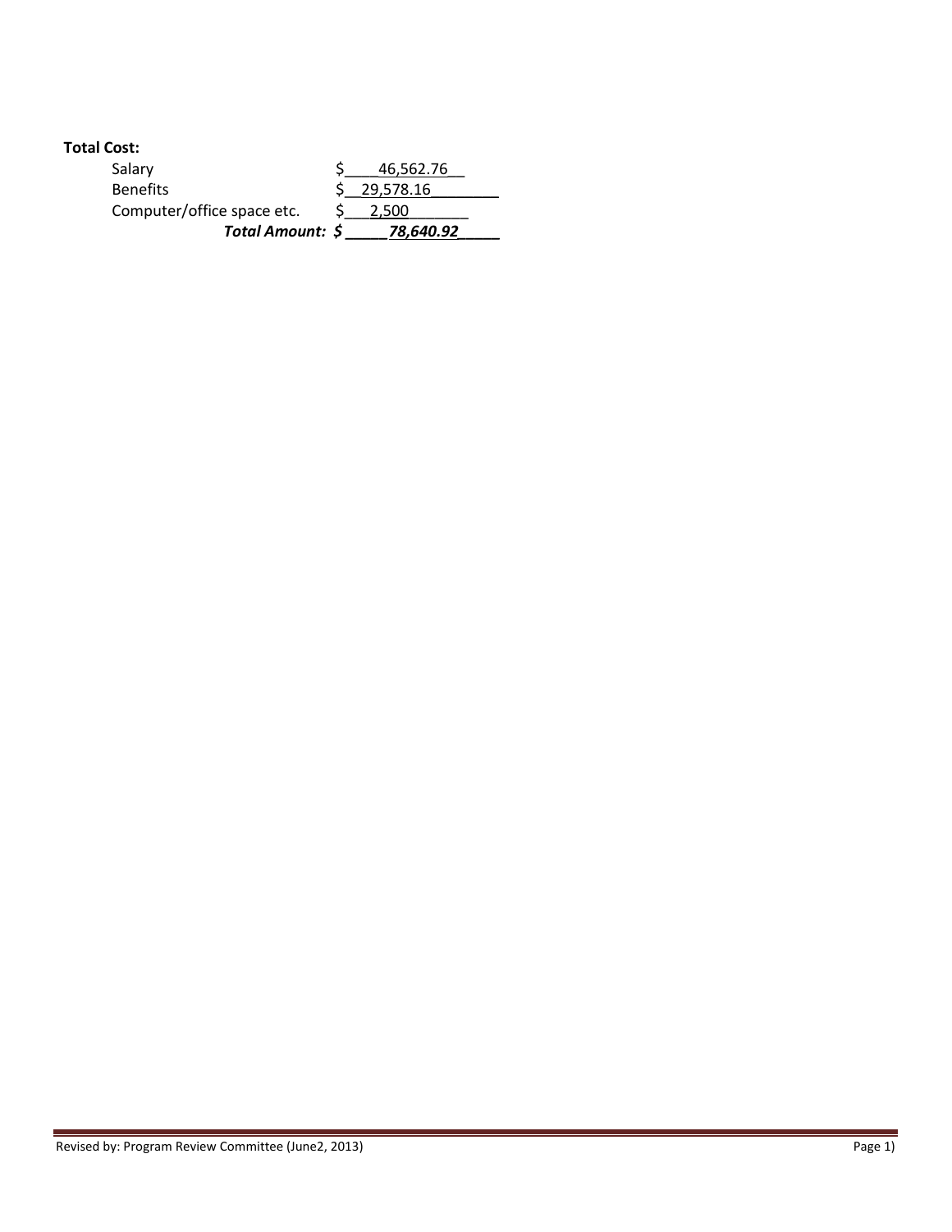**Total Cost:**

| | |
|---|---|
| Salary | $\_\_\_\_46,562.76\_\_ |
| Benefits | $\_\_29,578.16\_\_\_\_\_\_\_\_ |
| Computer/office space etc. | $\_\_\_2,500\_\_\_\_\_\_\_ |
| ***Total Amount:*** | ***$ \_\_\_\_\_78,640.92\_\_\_\_\_*** |